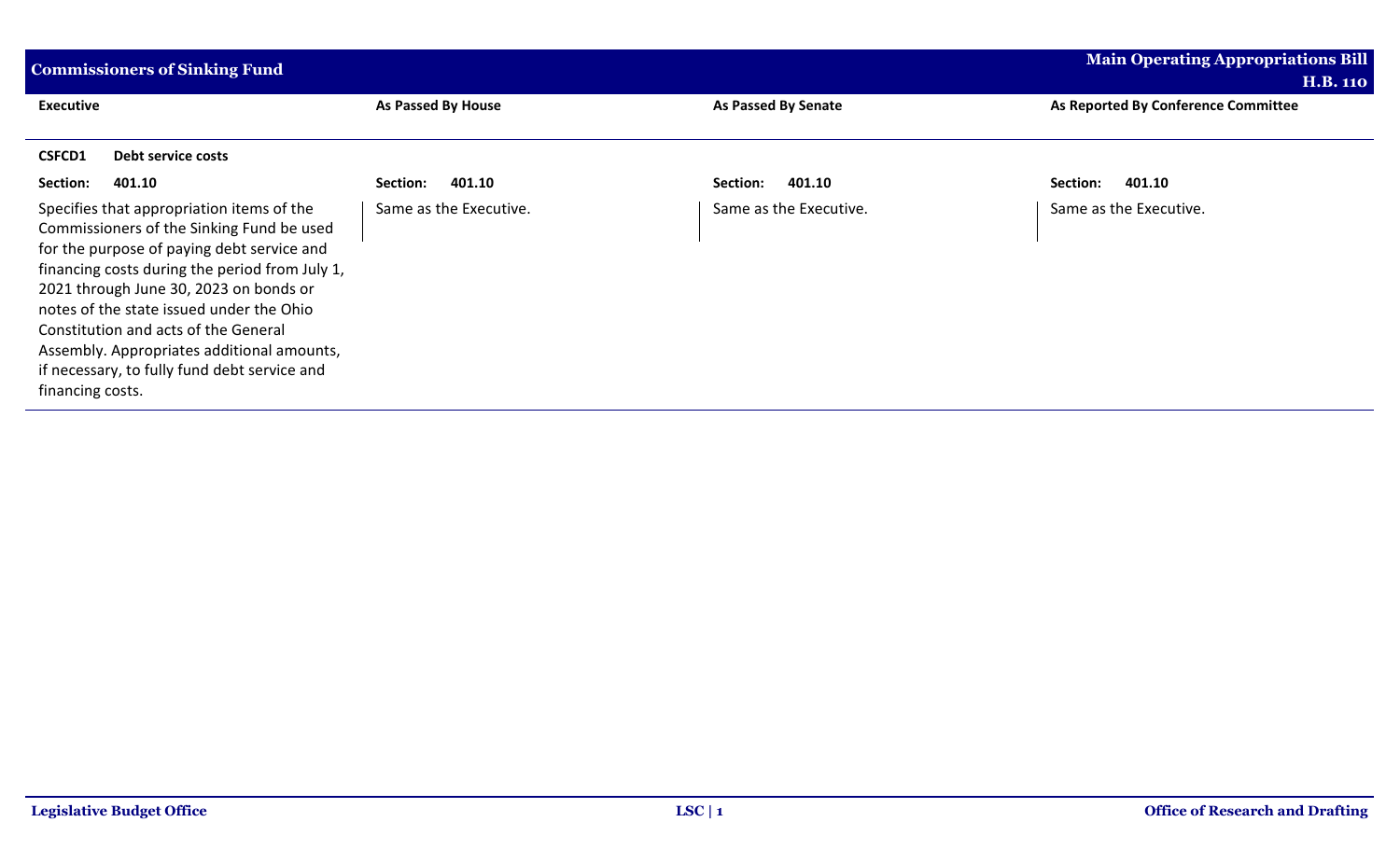## Commissioners of Sinking Fund

**Main Operating Appropriations Bill H.B. 110**

| Executive | As Passed By House | As Passed By Senate | As Reported By Conference Committee |
|---|---|---|---|
| **CSFCD1 Debt service costs** | | | |
| **Section: 401.10** | **Section: 401.10** | **Section: 401.10** | **Section: 401.10** |
| Specifies that appropriation items of the Commissioners of the Sinking Fund be used for the purpose of paying debt service and financing costs during the period from July 1, 2021 through June 30, 2023 on bonds or notes of the state issued under the Ohio Constitution and acts of the General Assembly. Appropriates additional amounts, if necessary, to fully fund debt service and financing costs. | Same as the Executive. | Same as the Executive. | Same as the Executive. |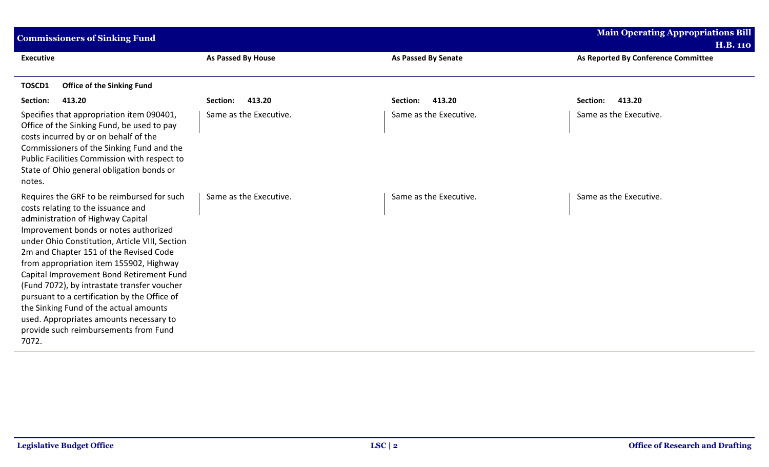## Commissioners of Sinking Fund

**Main Operating Appropriations Bill H.B. 110**

| Executive | As Passed By House | As Passed By Senate | As Reported By Conference Committee |
|---|---|---|---|
| **TOSCD1 Office of the Sinking Fund** | | | |
| **Section: 413.20** | **Section: 413.20** | **Section: 413.20** | **Section: 413.20** |
| Specifies that appropriation item 090401, Office of the Sinking Fund, be used to pay costs incurred by or on behalf of the Commissioners of the Sinking Fund and the Public Facilities Commission with respect to State of Ohio general obligation bonds or notes. | Same as the Executive. | Same as the Executive. | Same as the Executive. |
| Requires the GRF to be reimbursed for such costs relating to the issuance and administration of Highway Capital Improvement bonds or notes authorized under Ohio Constitution, Article VIII, Section 2m and Chapter 151 of the Revised Code from appropriation item 155902, Highway Capital Improvement Bond Retirement Fund (Fund 7072), by intrastate transfer voucher pursuant to a certification by the Office of the Sinking Fund of the actual amounts used. Appropriates amounts necessary to provide such reimbursements from Fund 7072. | Same as the Executive. | Same as the Executive. | Same as the Executive. |